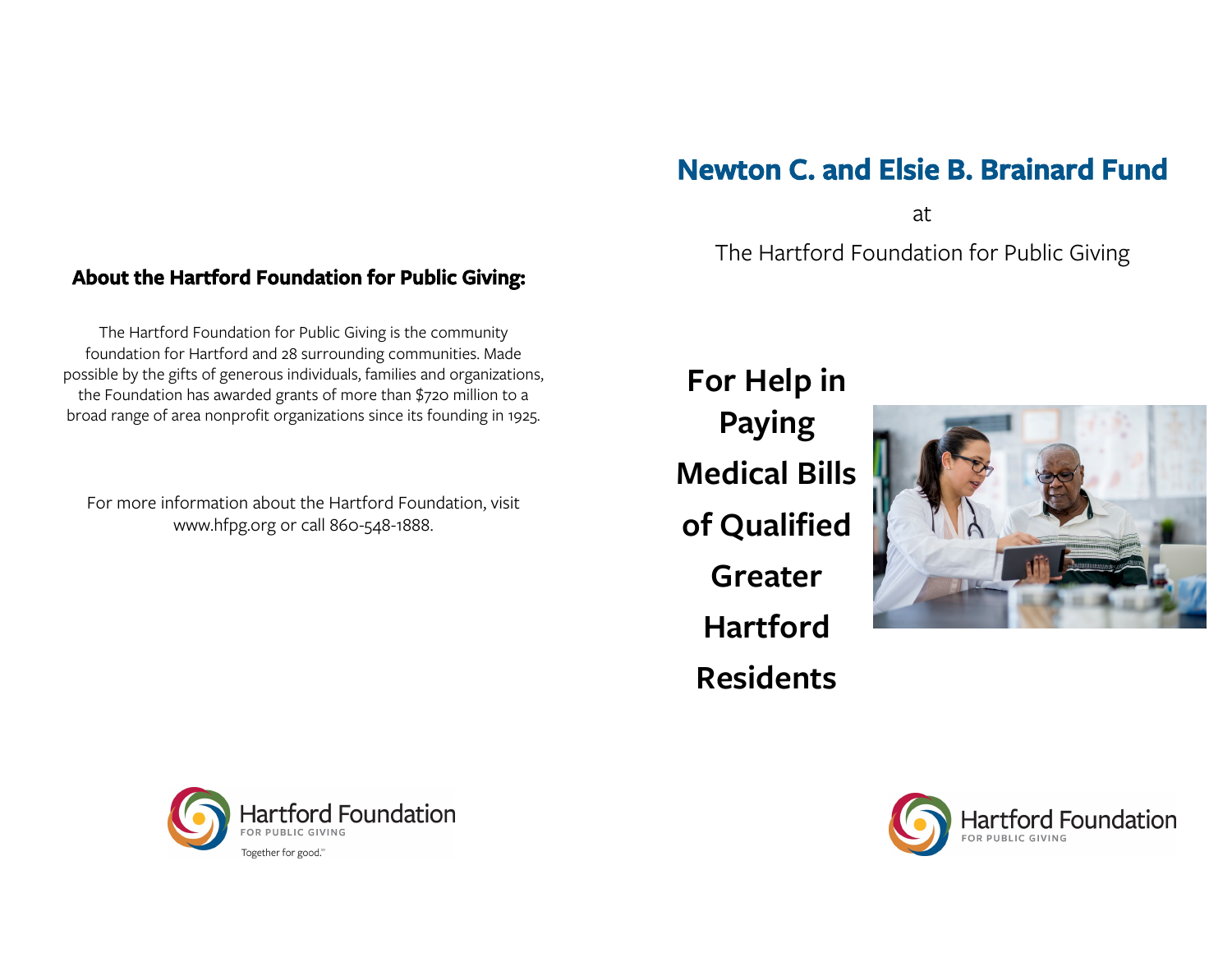## About the Hartford Foundation for Public Giving:

The Hartford Foundation for Public Giving is the community foundation for Hartford and 28 surrounding communities. Made possible by the gifts of generous individuals, families and organizations, the Foundation has awarded grants of more than $720 million to a broad range of area nonprofit organizations since its founding in 1925.

For more information about the Hartford Foundation, visit www.hfpg.org or call 860-548-1888.

Hartford Foundation FOR PUBLIC GIVING

Together for good.℠

# Newton C. and Elsie B. Brainard Fund

at

The Hartford Foundation for Public Giving

## For Help in Paying Medical Bills of Qualified Greater Hartford Residents

Hartford Foundation FOR PUBLIC GIVING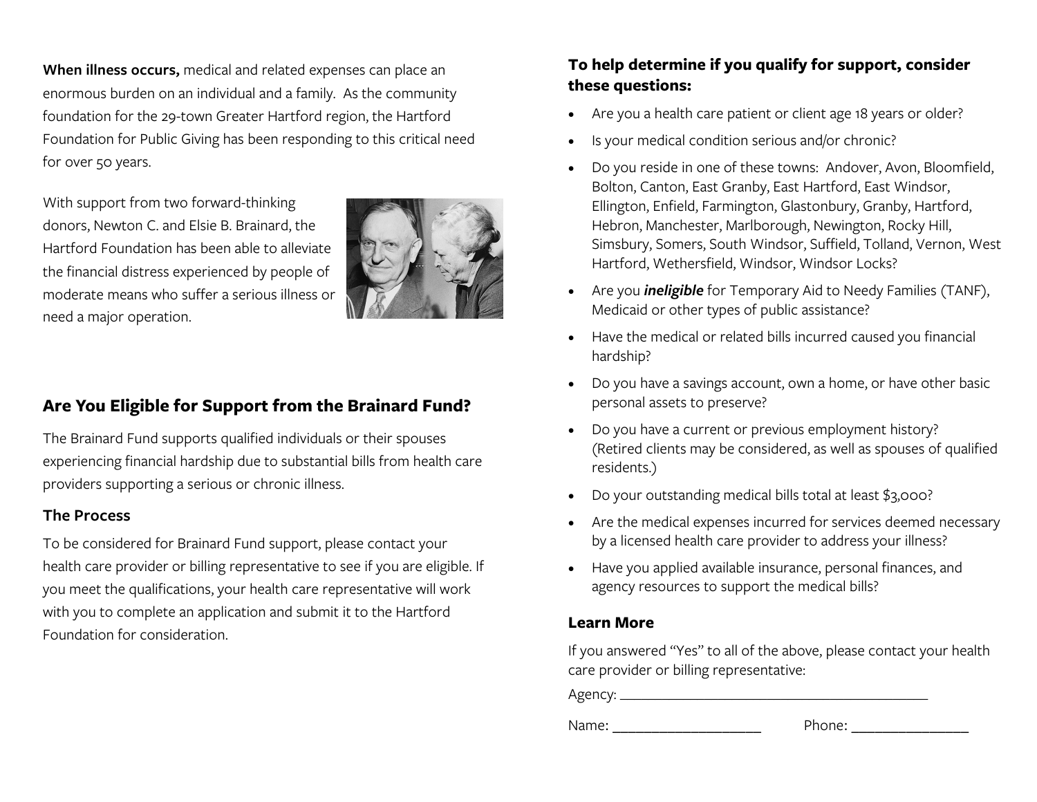**When illness occurs,** medical and related expenses can place an enormous burden on an individual and a family. As the community foundation for the 29-town Greater Hartford region, the Hartford Foundation for Public Giving has been responding to this critical need for over 50 years.

With support from two forward-thinking donors, Newton C. and Elsie B. Brainard, the Hartford Foundation has been able to alleviate the financial distress experienced by people of moderate means who suffer a serious illness or need a major operation.

## Are You Eligible for Support from the Brainard Fund?

The Brainard Fund supports qualified individuals or their spouses experiencing financial hardship due to substantial bills from health care providers supporting a serious or chronic illness.

### The Process

To be considered for Brainard Fund support, please contact your health care provider or billing representative to see if you are eligible. If you meet the qualifications, your health care representative will work with you to complete an application and submit it to the Hartford Foundation for consideration.

### To help determine if you qualify for support, consider these questions:

- Are you a health care patient or client age 18 years or older?
- Is your medical condition serious and/or chronic?
- Do you reside in one of these towns: Andover, Avon, Bloomfield, Bolton, Canton, East Granby, East Hartford, East Windsor, Ellington, Enfield, Farmington, Glastonbury, Granby, Hartford, Hebron, Manchester, Marlborough, Newington, Rocky Hill, Simsbury, Somers, South Windsor, Suffield, Tolland, Vernon, West Hartford, Wethersfield, Windsor, Windsor Locks?
- Are you ***ineligible*** for Temporary Aid to Needy Families (TANF), Medicaid or other types of public assistance?
- Have the medical or related bills incurred caused you financial hardship?
- Do you have a savings account, own a home, or have other basic personal assets to preserve?
- Do you have a current or previous employment history? (Retired clients may be considered, as well as spouses of qualified residents.)
- Do your outstanding medical bills total at least $3,000?
- Are the medical expenses incurred for services deemed necessary by a licensed health care provider to address your illness?
- Have you applied available insurance, personal finances, and agency resources to support the medical bills?

### Learn More

If you answered "Yes" to all of the above, please contact your health care provider or billing representative:

Agency: ________________________________________

Name: ____________________ Phone: ________________